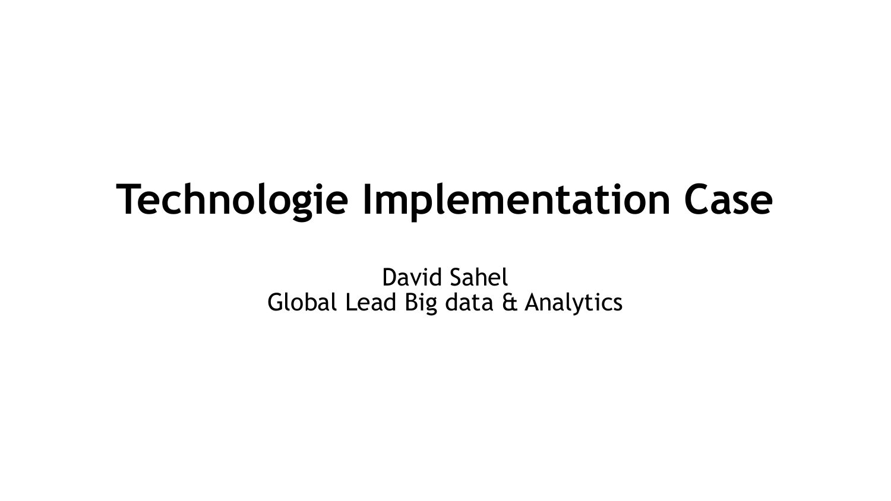# Technologie Implementation Case

David Sahel
Global Lead Big data & Analytics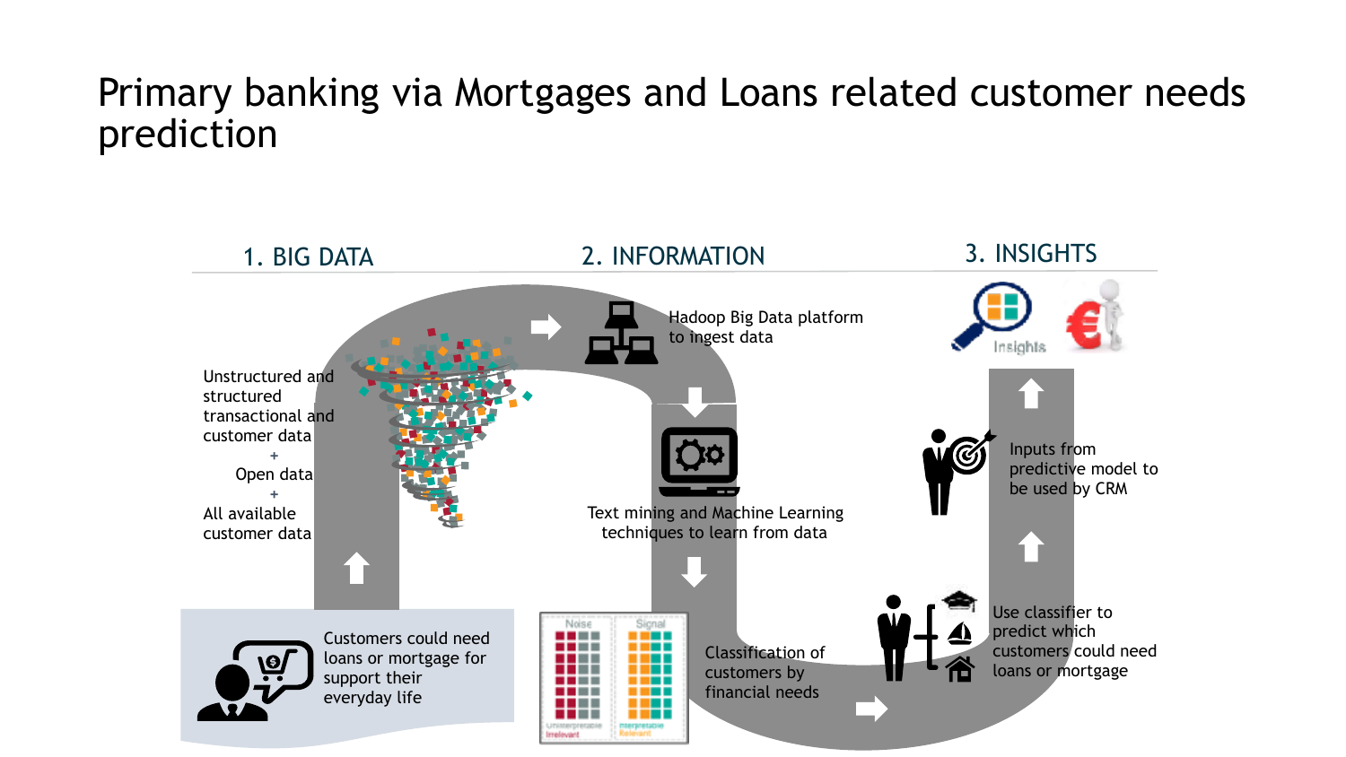# Primary banking via Mortgages and Loans related customer needs prediction

## 1. BIG DATA

Customers could need loans or mortgage for support their everyday life

Unstructured and structured transactional and customer data
+
Open data
+
All available customer data

## 2. INFORMATION

Hadoop Big Data platform to ingest data

Text mining and Machine Learning techniques to learn from data

Noise | Signal

Uninterpretable Irrelevant | Interpretable Relevant

Classification of customers by financial needs

## 3. INSIGHTS

Use classifier to predict which customers could need loans or mortgage

Inputs from predictive model to be used by CRM

Insights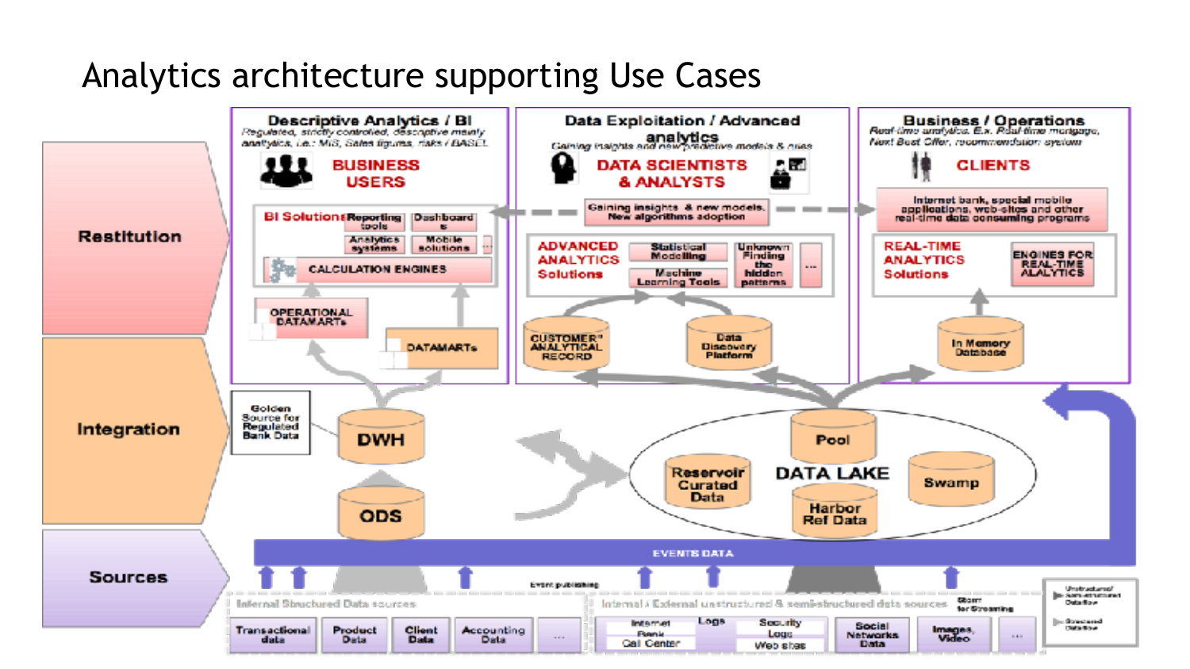# Analytics architecture supporting Use Cases

**Restitution**

**Integration**

**Sources**

## Descriptive Analytics / BI

*Regulated, strictly controlled, descriptive mainly analytics, i.e.: MIS, Sales figures, risks / BASEL*

**BUSINESS USERS**

- BI Solutions: Reporting tools, Dashboards, Analytics systems, Mobile solutions, ...
- CALCULATION ENGINES
- OPERATIONAL DATAMARTs
- DATAMARTs

## Data Exploitation / Advanced analytics

*Gaining insights and new predictive models & rules*

**DATA SCIENTISTS & ANALYSTS**

Gaining insights & new models. New algorithms adoption

- ADVANCED ANALYTICS Solutions: Statistical Modelling, Machine Learning Tools, Unknown Finding the hidden patterns, ...
- CUSTOMER ANALYTICAL RECORD
- Data Discovery Platform

## Business / Operations

*Real-time analytics. E.x. Real-time mortgage, Next Best Offer, recommendation system*

**CLIENTS**

Internet bank, special mobile applications, web-sites and other real-time data consuming programs

- REAL-TIME ANALYTICS Solutions: ENGINES FOR REAL-TIME ALALYTICS
- In Memory Database

## Integration

- Golden Source for Regulated Bank Data
- DWH
- ODS
- DATA LAKE: Pool, Reservoir Curated Data, Harbor Ref Data, Swamp

EVENTS DATA

Event publishing

## Sources

**Internal Structured Data sources:** Transactional data, Product Data, Client Data, Accounting Data, ...

**Internal / External unstructured & semi-structured data sources:** Internet Bank, Call Center, Logs, Security Logs, Web sites, Social Networks Data, Storm for Streaming, Images, Video, ...

Legend: Unstructured / Semi-structured Data flow; Structured Data flow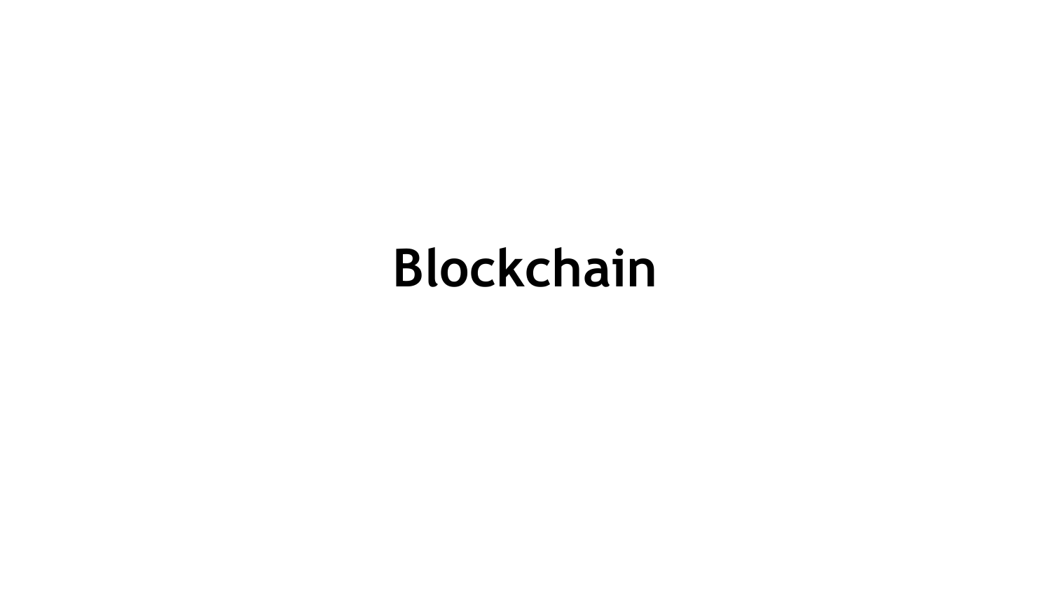# Blockchain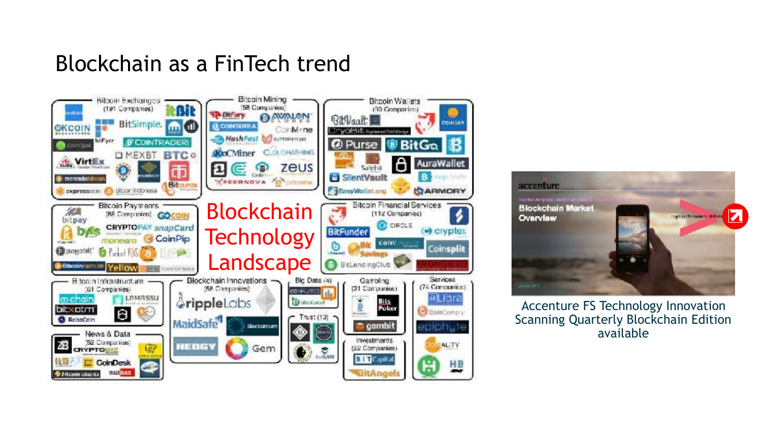# Blockchain as a FinTech trend

Blockchain Technology Landscape

- Bitcoin Exchanges (191 Companies)
- Bitcoin Mining (58 Companies)
- Bitcoin Wallets (90 Companies)
- Bitcoin Payments (88 Companies)
- Bitcoin Financial Services (112 Companies)
- Bitcoin Infrastructure (61 Companies)
- Blockchain Innovations (58 Companies)
- Big Data (4)
- Trust (13)
- Gambling (31 Companies)
- Investments (22 Companies)
- Services (74 Companies)
- News & Data (52 Companies)

Accenture FS Technology Innovation Scanning Quarterly Blockchain Edition available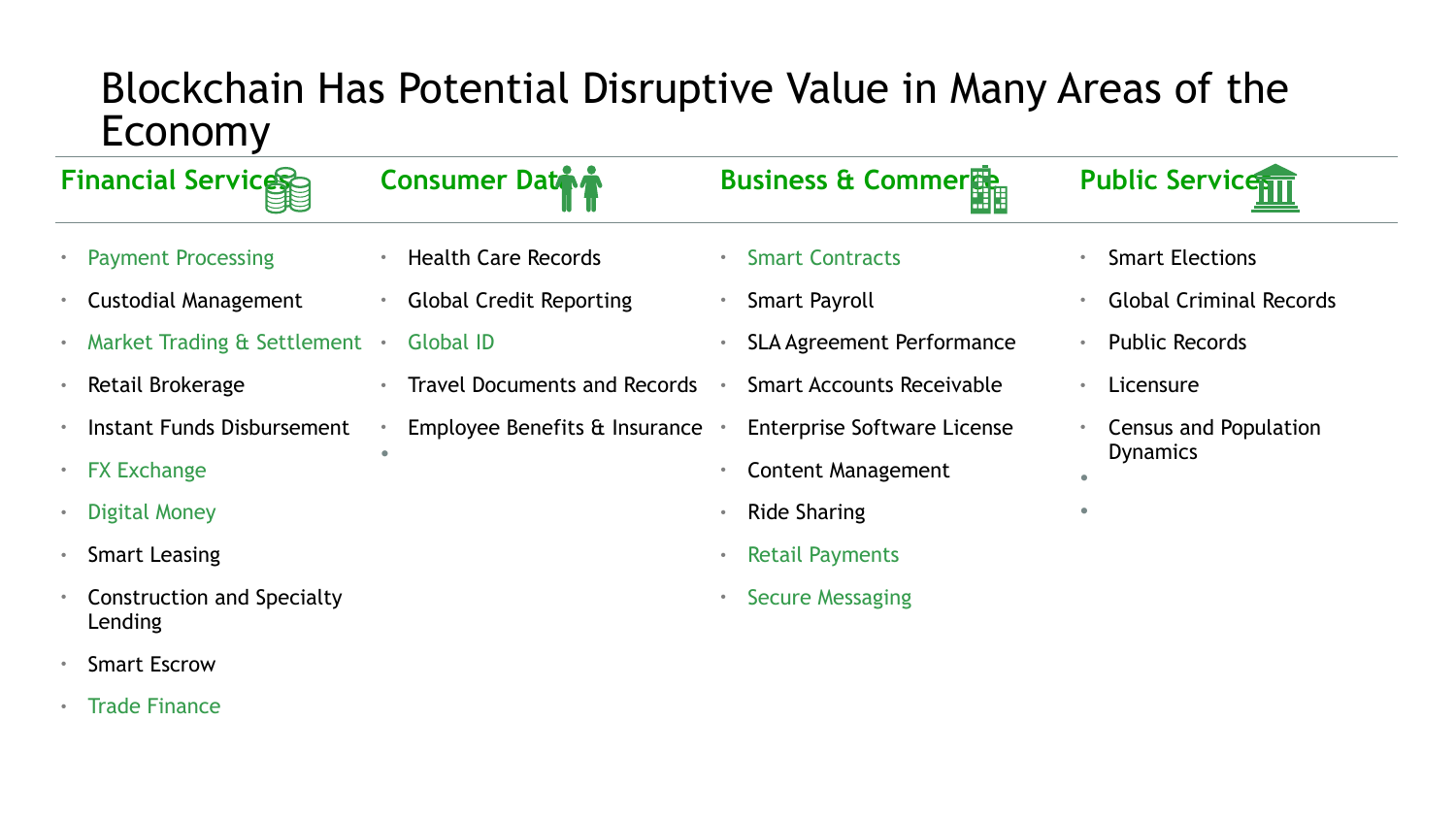# Blockchain Has Potential Disruptive Value in Many Areas of the Economy

## Financial Services

- Payment Processing
- Custodial Management
- Market Trading & Settlement
- Retail Brokerage
- Instant Funds Disbursement
- FX Exchange
- Digital Money
- Smart Leasing
- Construction and Specialty Lending
- Smart Escrow
- Trade Finance

## Consumer Data

- Health Care Records
- Global Credit Reporting
- Global ID
- Travel Documents and Records
- Employee Benefits & Insurance

## Business & Commerce

- Smart Contracts
- Smart Payroll
- SLA Agreement Performance
- Smart Accounts Receivable
- Enterprise Software License
- Content Management
- Ride Sharing
- Retail Payments
- Secure Messaging

## Public Services

- Smart Elections
- Global Criminal Records
- Public Records
- Licensure
- Census and Population Dynamics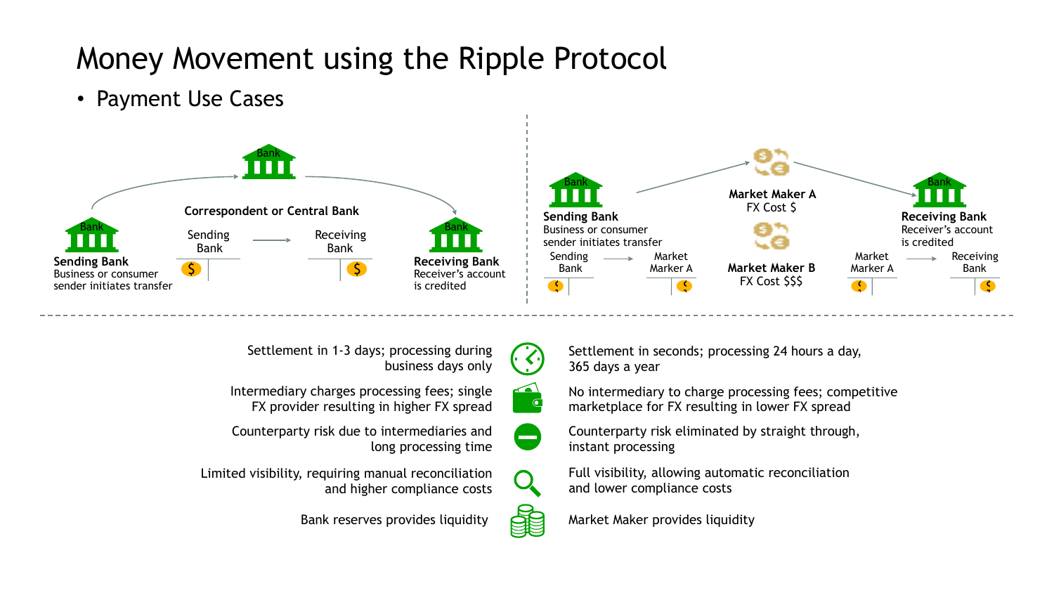# Money Movement using the Ripple Protocol

- Payment Use Cases

**Correspondent or Central Bank**

Sending Bank → Receiving Bank

**Sending Bank**
Business or consumer sender initiates transfer

**Receiving Bank**
Receiver's account is credited

**Sending Bank**
Business or consumer sender initiates transfer

Sending Bank → Market Marker A

**Market Maker A**
FX Cost $

**Market Maker B**
FX Cost $$$

Market Marker A → Receiving Bank

**Receiving Bank**
Receiver's account is credited

| Correspondent or Central Bank | Ripple Protocol |
| --- | --- |
| Settlement in 1-3 days; processing during business days only | Settlement in seconds; processing 24 hours a day, 365 days a year |
| Intermediary charges processing fees; single FX provider resulting in higher FX spread | No intermediary to charge processing fees; competitive marketplace for FX resulting in lower FX spread |
| Counterparty risk due to intermediaries and long processing time | Counterparty risk eliminated by straight through, instant processing |
| Limited visibility, requiring manual reconciliation and higher compliance costs | Full visibility, allowing automatic reconciliation and lower compliance costs |
| Bank reserves provides liquidity | Market Maker provides liquidity |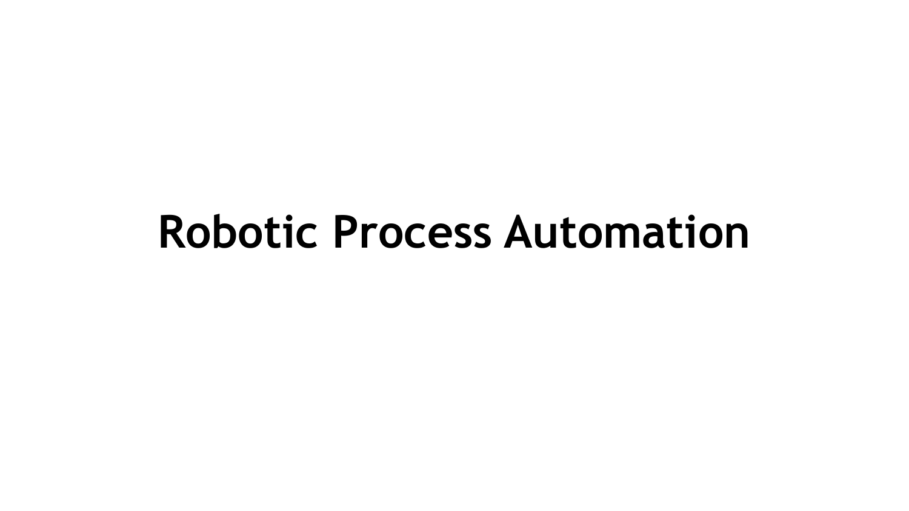# Robotic Process Automation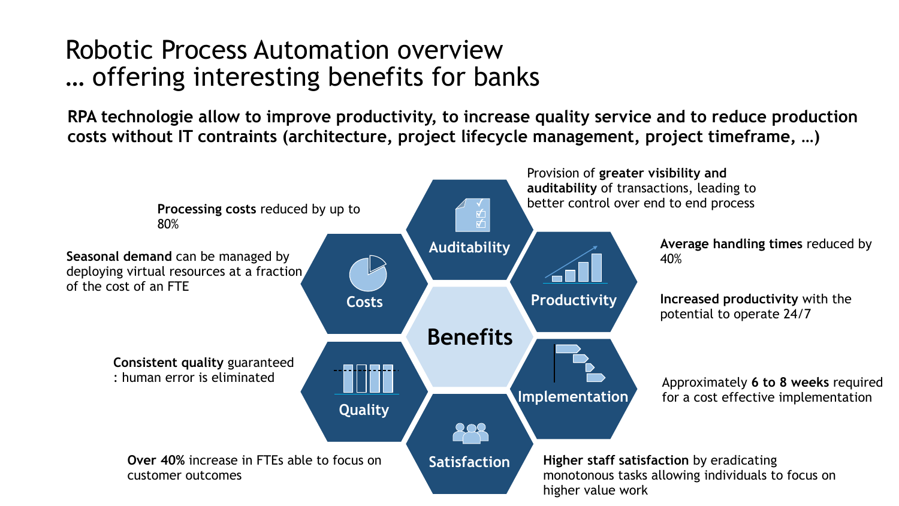# Robotic Process Automation overview
# … offering interesting benefits for banks

**RPA technologie allow to improve productivity, to increase quality service and to reduce production costs without IT contraints (architecture, project lifecycle management, project timeframe, …)**

## Benefits

### Costs

**Processing costs** reduced by up to 80%

**Seasonal demand** can be managed by deploying virtual resources at a fraction of the cost of an FTE

### Auditability

Provision of **greater visibility and auditability** of transactions, leading to better control over end to end process

### Productivity

**Average handling times** reduced by 40%

**Increased productivity** with the potential to operate 24/7

### Implementation

Approximately **6 to 8 weeks** required for a cost effective implementation

### Satisfaction

**Higher staff satisfaction** by eradicating monotonous tasks allowing individuals to focus on higher value work

**Over 40%** increase in FTEs able to focus on customer outcomes

### Quality

**Consistent quality** guaranteed : human error is eliminated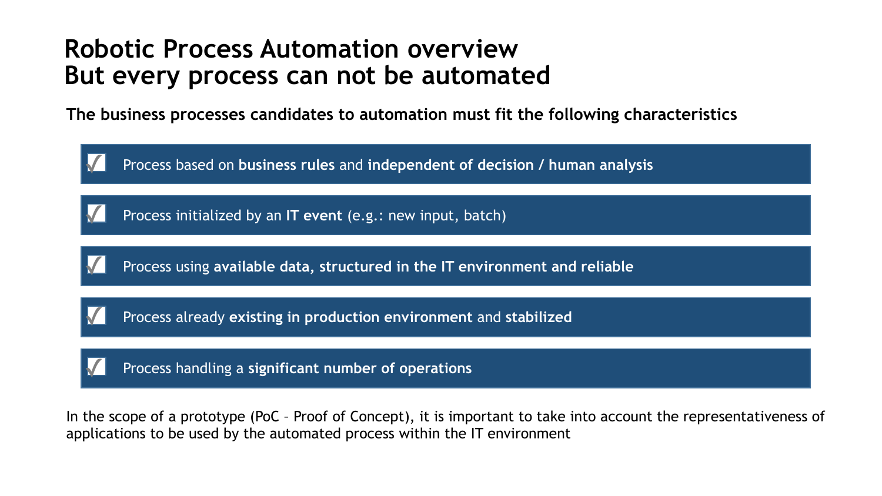# Robotic Process Automation overview
# But every process can not be automated

**The business processes candidates to automation must fit the following characteristics**

- ☑ Process based on **business rules** and **independent of decision / human analysis**
- ☑ Process initialized by an **IT event** (e.g.: new input, batch)
- ☑ Process using **available data, structured in the IT environment and reliable**
- ☑ Process already **existing in production environment** and **stabilized**
- ☑ Process handling a **significant number of operations**

In the scope of a prototype (PoC – Proof of Concept), it is important to take into account the representativeness of applications to be used by the automated process within the IT environment